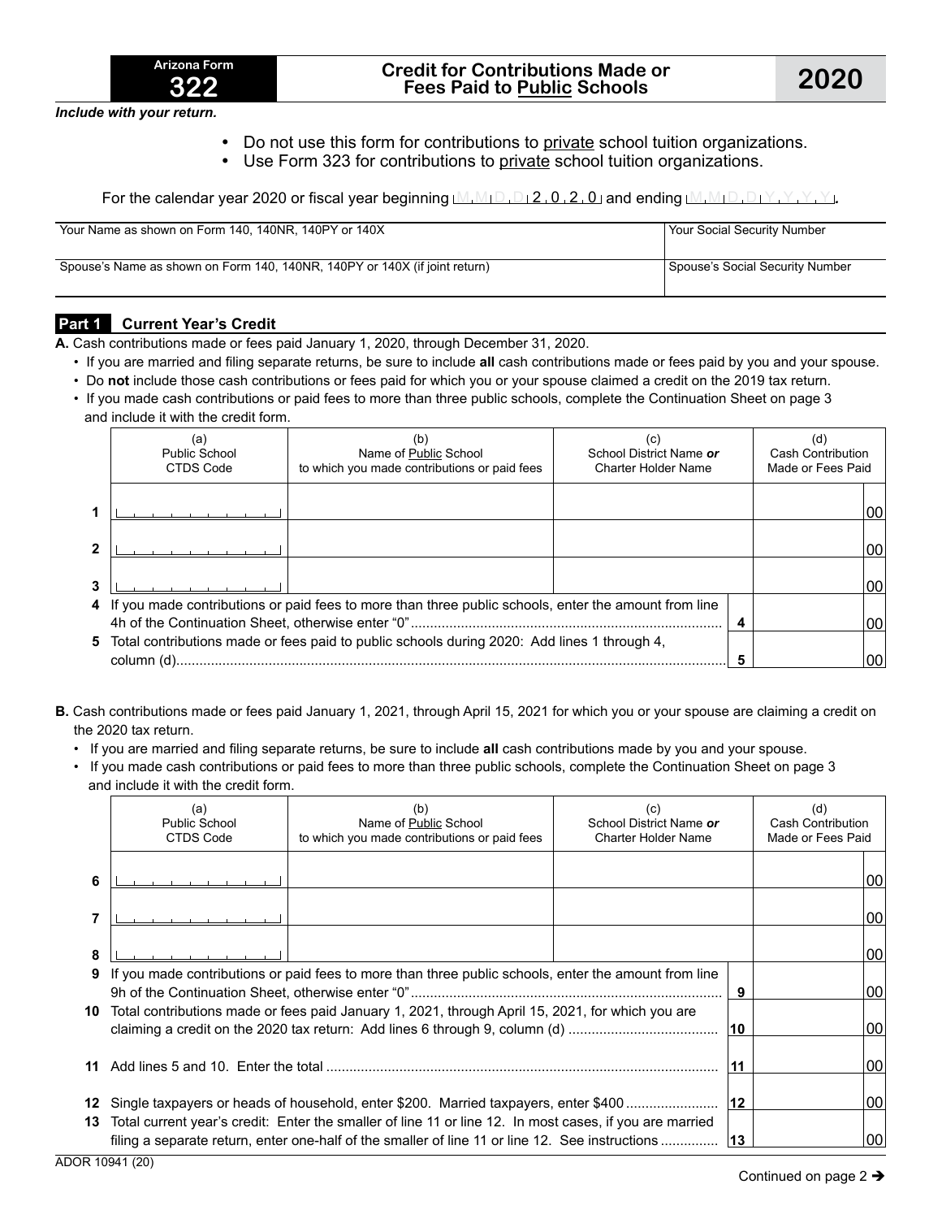Arizona Form **322**

# Credit for Contributions Made or Fees Paid to Public Schools

**2020**

*Include with your return.*

- Do not use this form for contributions to private school tuition organizations.
- Use Form 323 for contributions to private school tuition organizations.

For the calendar year 2020 or fiscal year beginning M M D D 2 0 2 0 and ending M M D D Y Y Y Y.

| Your Name as shown on Form 140, 140NR, 140PY or 140X | Your Social Security Number |
|---|---|
| Spouse's Name as shown on Form 140, 140NR, 140PY or 140X (if joint return) | Spouse's Social Security Number |

## Part 1 Current Year's Credit

**A.** Cash contributions made or fees paid January 1, 2020, through December 31, 2020.

- If you are married and filing separate returns, be sure to include **all** cash contributions made or fees paid by you and your spouse.
- Do **not** include those cash contributions or fees paid for which you or your spouse claimed a credit on the 2019 tax return.
- If you made cash contributions or paid fees to more than three public schools, complete the Continuation Sheet on page 3 and include it with the credit form.

| | (a) Public School CTDS Code | (b) Name of Public School to which you made contributions or paid fees | (c) School District Name *or* Charter Holder Name | (d) Cash Contribution Made or Fees Paid |
|---|---|---|---|---|
| 1 | | | | 00 |
| 2 | | | | 00 |
| 3 | | | | 00 |

| | | | |
|---|---|---|---|
| 4 | If you made contributions or paid fees to more than three public schools, enter the amount from line 4h of the Continuation Sheet, otherwise enter "0" | 4 | 00 |
| 5 | Total contributions made or fees paid to public schools during 2020: Add lines 1 through 4, column (d) | 5 | 00 |

**B.** Cash contributions made or fees paid January 1, 2021, through April 15, 2021 for which you or your spouse are claiming a credit on the 2020 tax return.

- If you are married and filing separate returns, be sure to include **all** cash contributions made by you and your spouse.
- If you made cash contributions or paid fees to more than three public schools, complete the Continuation Sheet on page 3 and include it with the credit form.

| | (a) Public School CTDS Code | (b) Name of Public School to which you made contributions or paid fees | (c) School District Name *or* Charter Holder Name | (d) Cash Contribution Made or Fees Paid |
|---|---|---|---|---|
| 6 | | | | 00 |
| 7 | | | | 00 |
| 8 | | | | 00 |

| | | | |
|---|---|---|---|
| 9 | If you made contributions or paid fees to more than three public schools, enter the amount from line 9h of the Continuation Sheet, otherwise enter "0" | 9 | 00 |
| 10 | Total contributions made or fees paid January 1, 2021, through April 15, 2021, for which you are claiming a credit on the 2020 tax return: Add lines 6 through 9, column (d) | 10 | 00 |
| 11 | Add lines 5 and 10. Enter the total | 11 | 00 |
| 12 | Single taxpayers or heads of household, enter $200. Married taxpayers, enter $400 | 12 | 00 |
| 13 | Total current year's credit: Enter the smaller of line 11 or line 12. In most cases, if you are married filing a separate return, enter one-half of the smaller of line 11 or line 12. See instructions | 13 | 00 |

ADOR 10941 (20)

Continued on page 2 ➔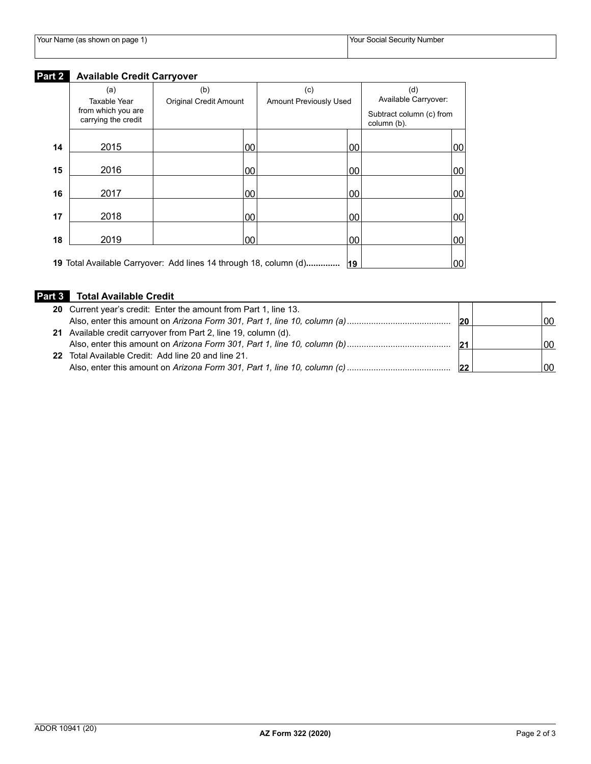| Your Name (as shown on page 1) | Your Social Security Number |
|---|---|
| | |

## Part 2 Available Credit Carryover

| | (a) Taxable Year from which you are carrying the credit | (b) Original Credit Amount | (c) Amount Previously Used | (d) Available Carryover: Subtract column (c) from column (b). |
|---|---|---|---|---|
| 14 | 2015 | 00 | 00 | 00 |
| 15 | 2016 | 00 | 00 | 00 |
| 16 | 2017 | 00 | 00 | 00 |
| 17 | 2018 | 00 | 00 | 00 |
| 18 | 2019 | 00 | 00 | 00 |
| 19 | Total Available Carryover: Add lines 14 through 18, column (d)............. | | 19 | 00 |

## Part 3 Total Available Credit

| | | | |
|---|---|---|---|
| 20 | Current year's credit: Enter the amount from Part 1, line 13. Also, enter this amount on *Arizona Form 301, Part 1, line 10, column (a)*.......................................... | 20 | 00 |
| 21 | Available credit carryover from Part 2, line 19, column (d). Also, enter this amount on *Arizona Form 301, Part 1, line 10, column (b)*.......................................... | 21 | 00 |
| 22 | Total Available Credit: Add line 20 and line 21. Also, enter this amount on *Arizona Form 301, Part 1, line 10, column (c)*.......................................... | 22 | 00 |

ADOR 10941 (20)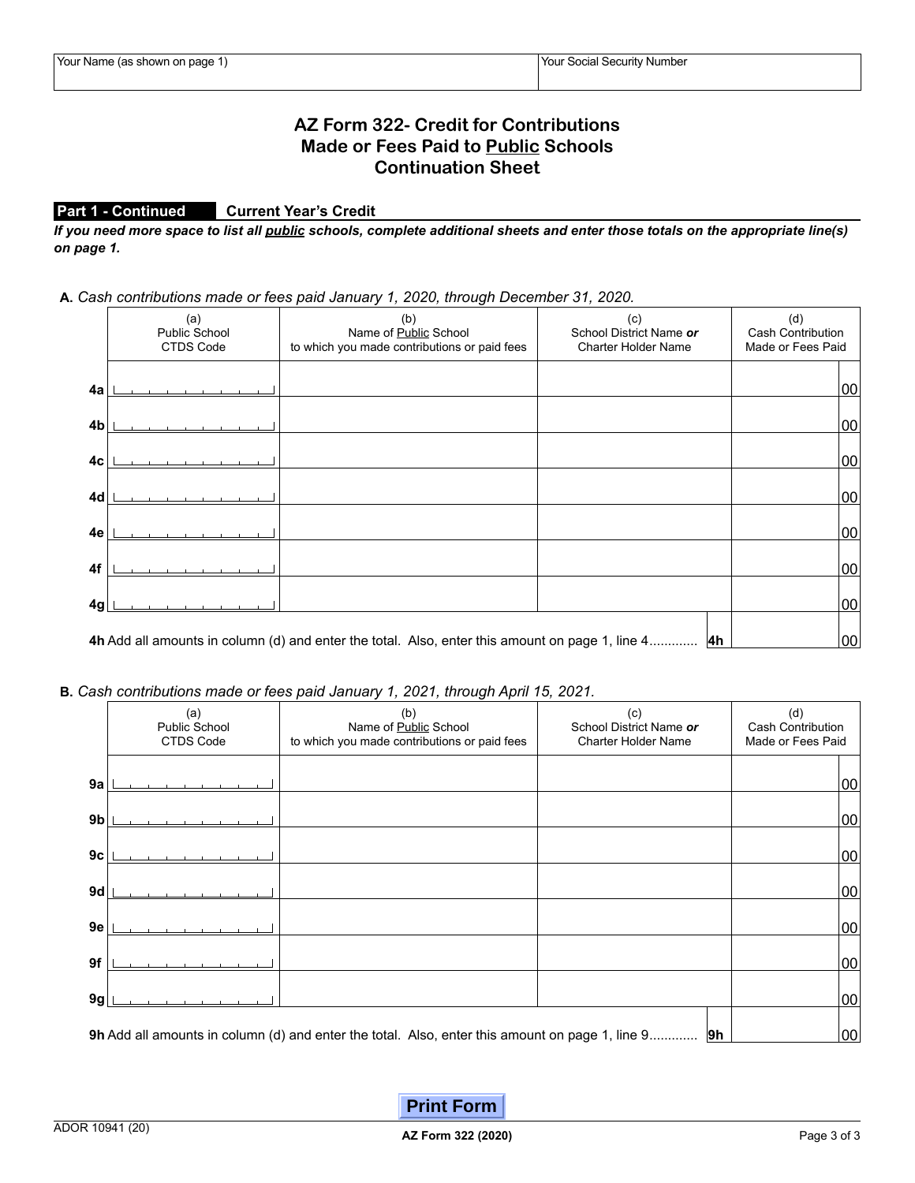| Your Name (as shown on page 1) | Your Social Security Number |
|---|---|
| | |

# AZ Form 322- Credit for Contributions Made or Fees Paid to Public Schools Continuation Sheet

## Part 1 - Continued Current Year's Credit

***If you need more space to list all public schools, complete additional sheets and enter those totals on the appropriate line(s) on page 1.***

**A.** *Cash contributions made or fees paid January 1, 2020, through December 31, 2020.*

| | (a) Public School CTDS Code | (b) Name of Public School to which you made contributions or paid fees | (c) School District Name *or* Charter Holder Name | (d) Cash Contribution Made or Fees Paid |
|---|---|---|---|---|
| **4a** | | | | 00 |
| **4b** | | | | 00 |
| **4c** | | | | 00 |
| **4d** | | | | 00 |
| **4e** | | | | 00 |
| **4f** | | | | 00 |
| **4g** | | | | 00 |

**4h** Add all amounts in column (d) and enter the total. Also, enter this amount on page 1, line 4............ **4h** ______ 00

**B.** *Cash contributions made or fees paid January 1, 2021, through April 15, 2021.*

| | (a) Public School CTDS Code | (b) Name of Public School to which you made contributions or paid fees | (c) School District Name *or* Charter Holder Name | (d) Cash Contribution Made or Fees Paid |
|---|---|---|---|---|
| **9a** | | | | 00 |
| **9b** | | | | 00 |
| **9c** | | | | 00 |
| **9d** | | | | 00 |
| **9e** | | | | 00 |
| **9f** | | | | 00 |
| **9g** | | | | 00 |

**9h** Add all amounts in column (d) and enter the total. Also, enter this amount on page 1, line 9............ **9h** ______ 00

Print Form

ADOR 10941 (20)